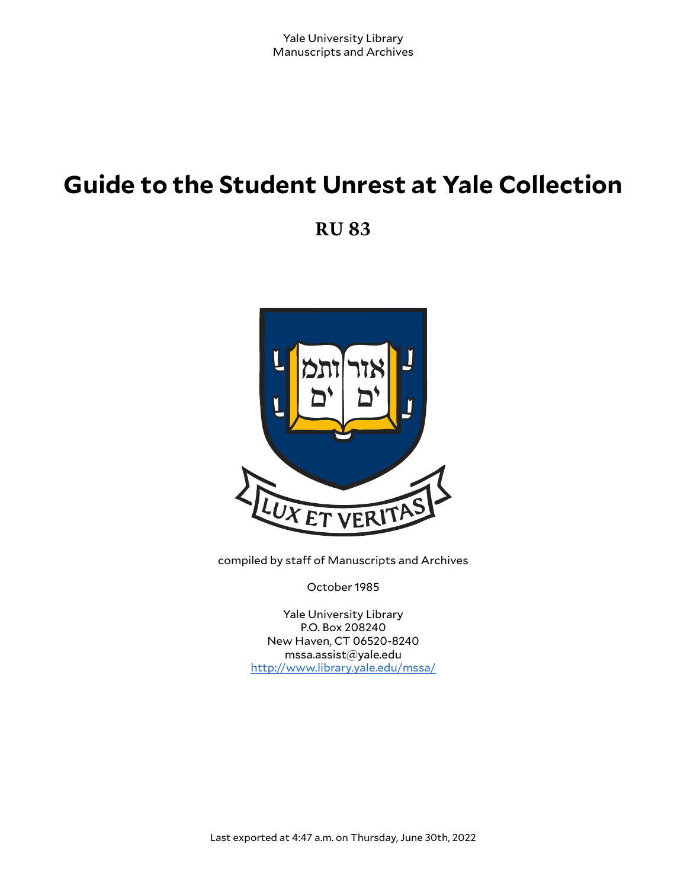Yale University Library
Manuscripts and Archives

# Guide to the Student Unrest at Yale Collection

## RU 83

compiled by staff of Manuscripts and Archives

October 1985

Yale University Library
P.O. Box 208240
New Haven, CT 06520-8240
mssa.assist@yale.edu
http://www.library.yale.edu/mssa/

Last exported at 4:47 a.m. on Thursday, June 30th, 2022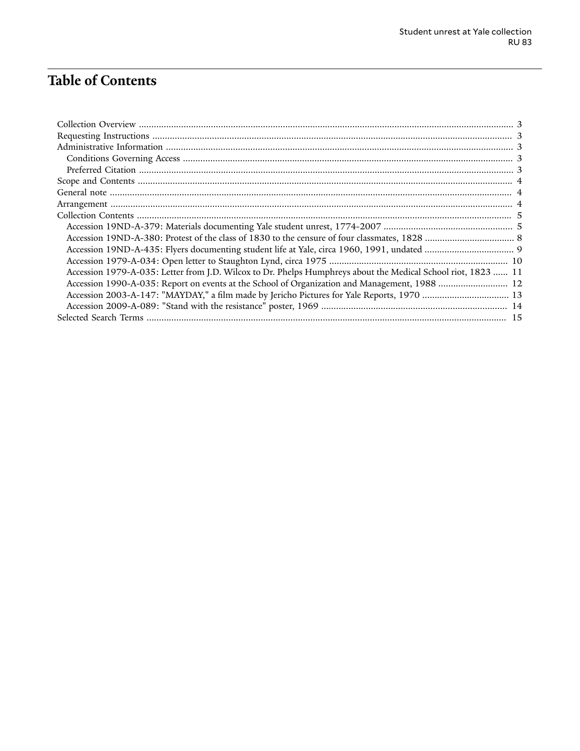# Table of Contents

- Collection Overview ... 3
- Requesting Instructions ... 3
- Administrative Information ... 3
  - Conditions Governing Access ... 3
  - Preferred Citation ... 3
- Scope and Contents ... 4
- General note ... 4
- Arrangement ... 4
- Collection Contents ... 5
  - Accession 19ND-A-379: Materials documenting Yale student unrest, 1774-2007 ... 5
  - Accession 19ND-A-380: Protest of the class of 1830 to the censure of four classmates, 1828 ... 8
  - Accession 19ND-A-435: Flyers documenting student life at Yale, circa 1960, 1991, undated ... 9
  - Accession 1979-A-034: Open letter to Staughton Lynd, circa 1975 ... 10
  - Accession 1979-A-035: Letter from J.D. Wilcox to Dr. Phelps Humphreys about the Medical School riot, 1823 ... 11
  - Accession 1990-A-035: Report on events at the School of Organization and Management, 1988 ... 12
  - Accession 2003-A-147: "MAYDAY," a film made by Jericho Pictures for Yale Reports, 1970 ... 13
  - Accession 2009-A-089: "Stand with the resistance" poster, 1969 ... 14
- Selected Search Terms ... 15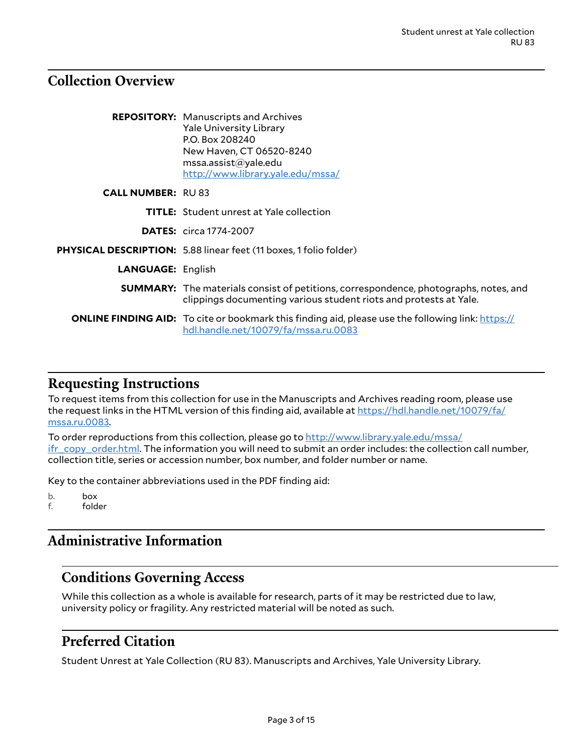## Collection Overview

**REPOSITORY:** Manuscripts and Archives
Yale University Library
P.O. Box 208240
New Haven, CT 06520-8240
mssa.assist@yale.edu
http://www.library.yale.edu/mssa/

**CALL NUMBER:** RU 83

**TITLE:** Student unrest at Yale collection

**DATES:** circa 1774-2007

**PHYSICAL DESCRIPTION:** 5.88 linear feet (11 boxes, 1 folio folder)

**LANGUAGE:** English

**SUMMARY:** The materials consist of petitions, correspondence, photographs, notes, and clippings documenting various student riots and protests at Yale.

**ONLINE FINDING AID:** To cite or bookmark this finding aid, please use the following link: https://hdl.handle.net/10079/fa/mssa.ru.0083

## Requesting Instructions

To request items from this collection for use in the Manuscripts and Archives reading room, please use the request links in the HTML version of this finding aid, available at https://hdl.handle.net/10079/fa/mssa.ru.0083.

To order reproductions from this collection, please go to http://www.library.yale.edu/mssa/ifr_copy_order.html. The information you will need to submit an order includes: the collection call number, collection title, series or accession number, box number, and folder number or name.

Key to the container abbreviations used in the PDF finding aid:

b. box
f. folder

## Administrative Information

### Conditions Governing Access

While this collection as a whole is available for research, parts of it may be restricted due to law, university policy or fragility. Any restricted material will be noted as such.

### Preferred Citation

Student Unrest at Yale Collection (RU 83). Manuscripts and Archives, Yale University Library.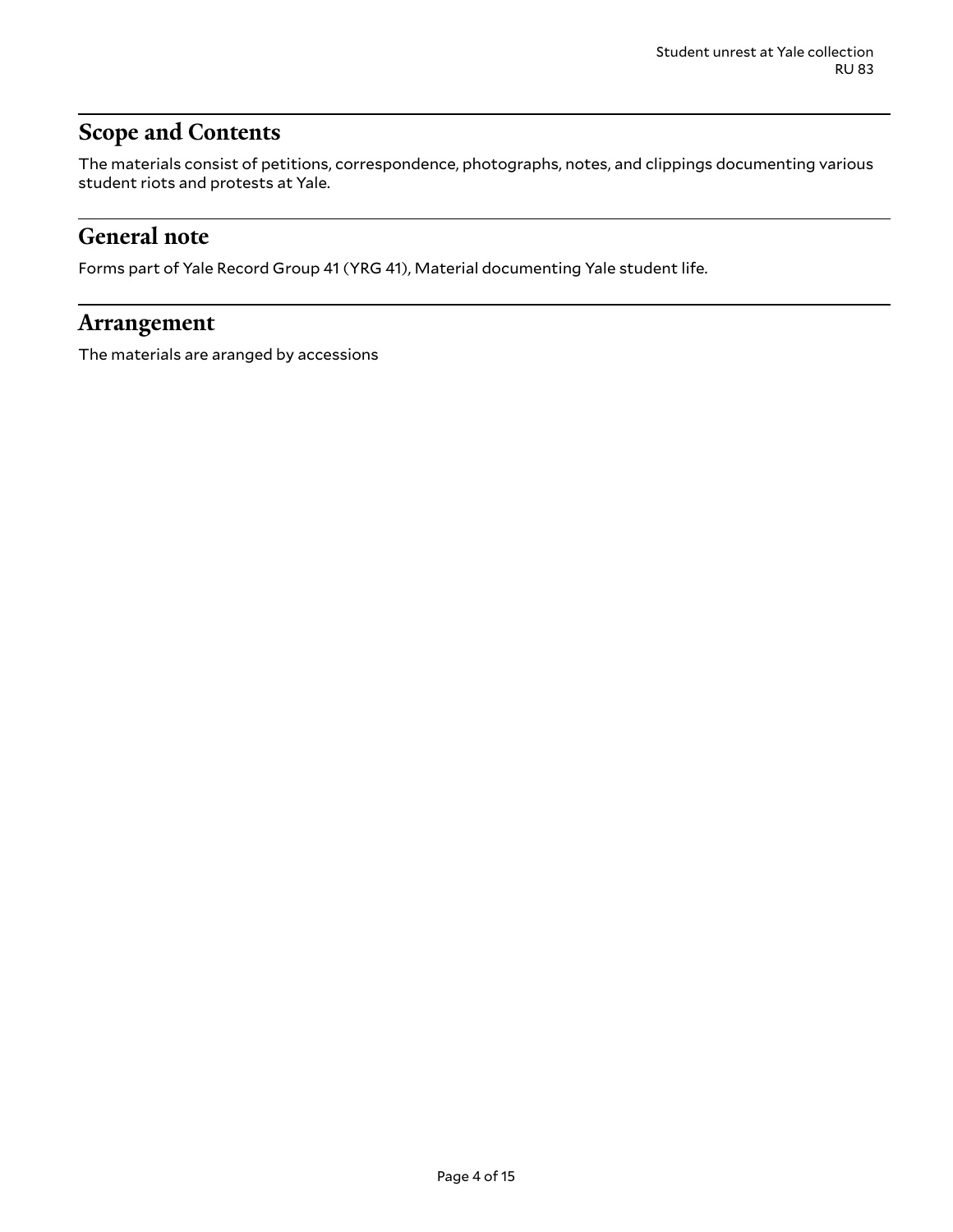## Scope and Contents

The materials consist of petitions, correspondence, photographs, notes, and clippings documenting various student riots and protests at Yale.

## General note

Forms part of Yale Record Group 41 (YRG 41), Material documenting Yale student life.

## Arrangement

The materials are aranged by accessions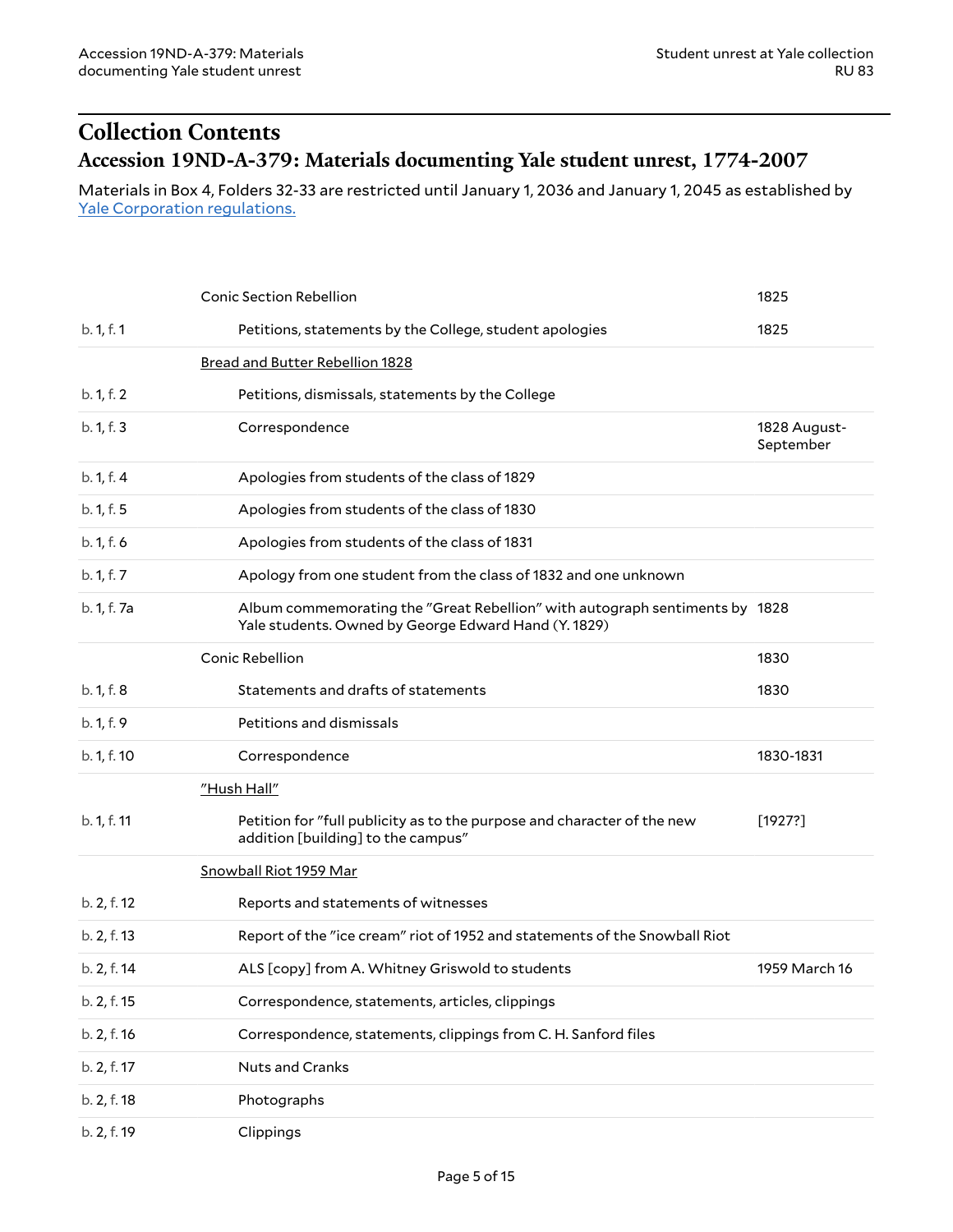## Collection Contents

### Accession 19ND-A-379: Materials documenting Yale student unrest, 1774-2007

Materials in Box 4, Folders 32-33 are restricted until January 1, 2036 and January 1, 2045 as established by Yale Corporation regulations.

| | | |
|---|---|---|
| | Conic Section Rebellion | 1825 |
| b. 1, f. 1 | Petitions, statements by the College, student apologies | 1825 |
| | Bread and Butter Rebellion 1828 | |
| b. 1, f. 2 | Petitions, dismissals, statements by the College | |
| b. 1, f. 3 | Correspondence | 1828 August-September |
| b. 1, f. 4 | Apologies from students of the class of 1829 | |
| b. 1, f. 5 | Apologies from students of the class of 1830 | |
| b. 1, f. 6 | Apologies from students of the class of 1831 | |
| b. 1, f. 7 | Apology from one student from the class of 1832 and one unknown | |
| b. 1, f. 7a | Album commemorating the "Great Rebellion" with autograph sentiments by Yale students. Owned by George Edward Hand (Y. 1829) | 1828 |
| | Conic Rebellion | 1830 |
| b. 1, f. 8 | Statements and drafts of statements | 1830 |
| b. 1, f. 9 | Petitions and dismissals | |
| b. 1, f. 10 | Correspondence | 1830-1831 |
| | "Hush Hall" | |
| b. 1, f. 11 | Petition for "full publicity as to the purpose and character of the new addition [building] to the campus" | [1927?] |
| | Snowball Riot 1959 Mar | |
| b. 2, f. 12 | Reports and statements of witnesses | |
| b. 2, f. 13 | Report of the "ice cream" riot of 1952 and statements of the Snowball Riot | |
| b. 2, f. 14 | ALS [copy] from A. Whitney Griswold to students | 1959 March 16 |
| b. 2, f. 15 | Correspondence, statements, articles, clippings | |
| b. 2, f. 16 | Correspondence, statements, clippings from C. H. Sanford files | |
| b. 2, f. 17 | Nuts and Cranks | |
| b. 2, f. 18 | Photographs | |
| b. 2, f. 19 | Clippings | |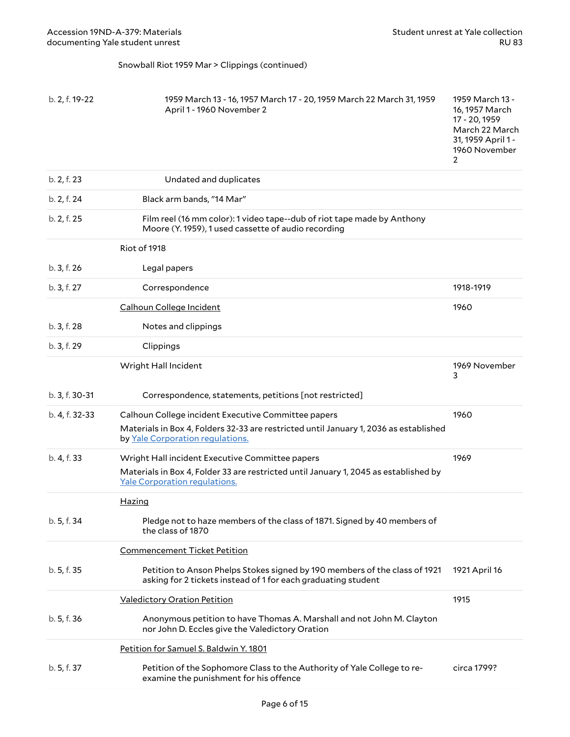Snowball Riot 1959 Mar > Clippings (continued)

| Location | Description | Date |
|---|---|---|
| b. 2, f. 19-22 | 1959 March 13 - 16, 1957 March 17 - 20, 1959 March 22 March 31, 1959 April 1 - 1960 November 2 | 1959 March 13 - 16, 1957 March 17 - 20, 1959 March 22 March 31, 1959 April 1 - 1960 November 2 |
| b. 2, f. 23 | Undated and duplicates | |
| b. 2, f. 24 | Black arm bands, "14 Mar" | |
| b. 2, f. 25 | Film reel (16 mm color): 1 video tape--dub of riot tape made by Anthony Moore (Y. 1959), 1 used cassette of audio recording | |
| | **Riot of 1918** | |
| b. 3, f. 26 | Legal papers | |
| b. 3, f. 27 | Correspondence | 1918-1919 |
| | **Calhoun College Incident** | 1960 |
| b. 3, f. 28 | Notes and clippings | |
| b. 3, f. 29 | Clippings | |
| | **Wright Hall Incident** | 1969 November 3 |
| b. 3, f. 30-31 | Correspondence, statements, petitions [not restricted] | |
| b. 4, f. 32-33 | Calhoun College incident Executive Committee papers<br>Materials in Box 4, Folders 32-33 are restricted until January 1, 2036 as established by Yale Corporation regulations. | 1960 |
| b. 4, f. 33 | Wright Hall incident Executive Committee papers<br>Materials in Box 4, Folder 33 are restricted until January 1, 2045 as established by Yale Corporation regulations. | 1969 |
| | **Hazing** | |
| b. 5, f. 34 | Pledge not to haze members of the class of 1871. Signed by 40 members of the class of 1870 | |
| | **Commencement Ticket Petition** | |
| b. 5, f. 35 | Petition to Anson Phelps Stokes signed by 190 members of the class of 1921 asking for 2 tickets instead of 1 for each graduating student | 1921 April 16 |
| | **Valedictory Oration Petition** | 1915 |
| b. 5, f. 36 | Anonymous petition to have Thomas A. Marshall and not John M. Clayton nor John D. Eccles give the Valedictory Oration | |
| | **Petition for Samuel S. Baldwin Y. 1801** | |
| b. 5, f. 37 | Petition of the Sophomore Class to the Authority of Yale College to re-examine the punishment for his offence | circa 1799? |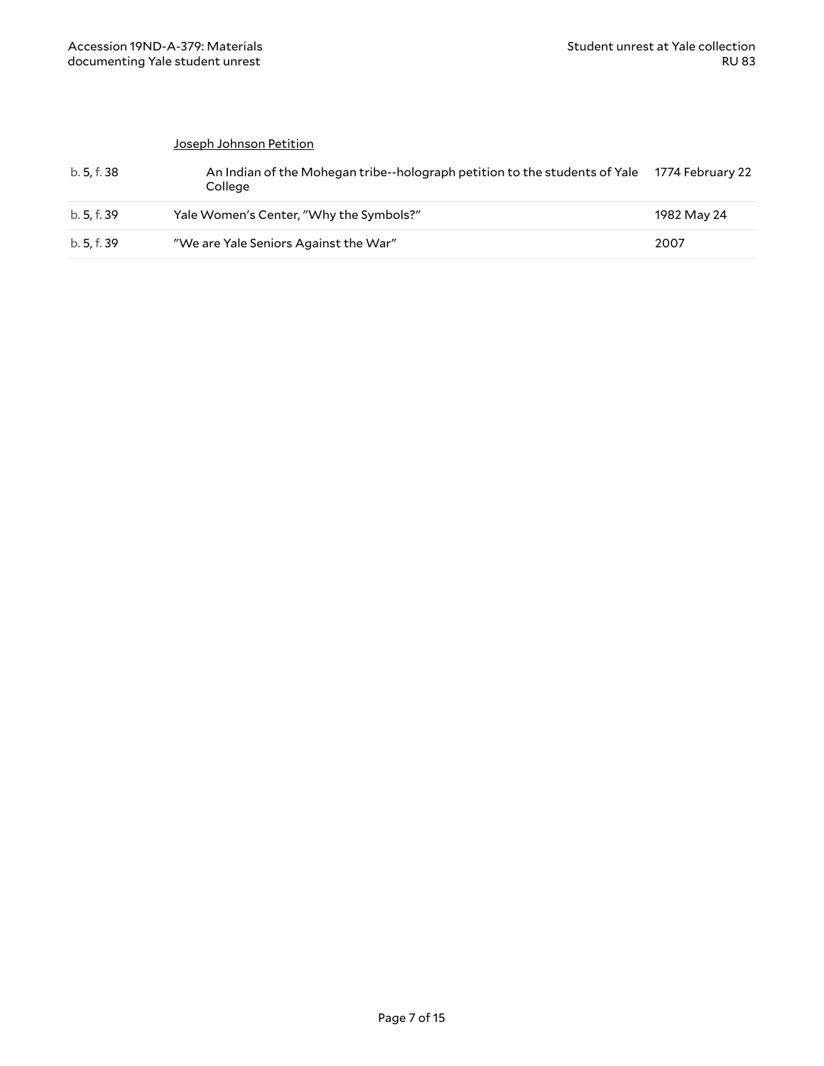Joseph Johnson Petition

| | | |
|---|---|---|
| b. 5, f. 38 | An Indian of the Mohegan tribe--holograph petition to the students of Yale College | 1774 February 22 |
| b. 5, f. 39 | Yale Women's Center, "Why the Symbols?" | 1982 May 24 |
| b. 5, f. 39 | "We are Yale Seniors Against the War" | 2007 |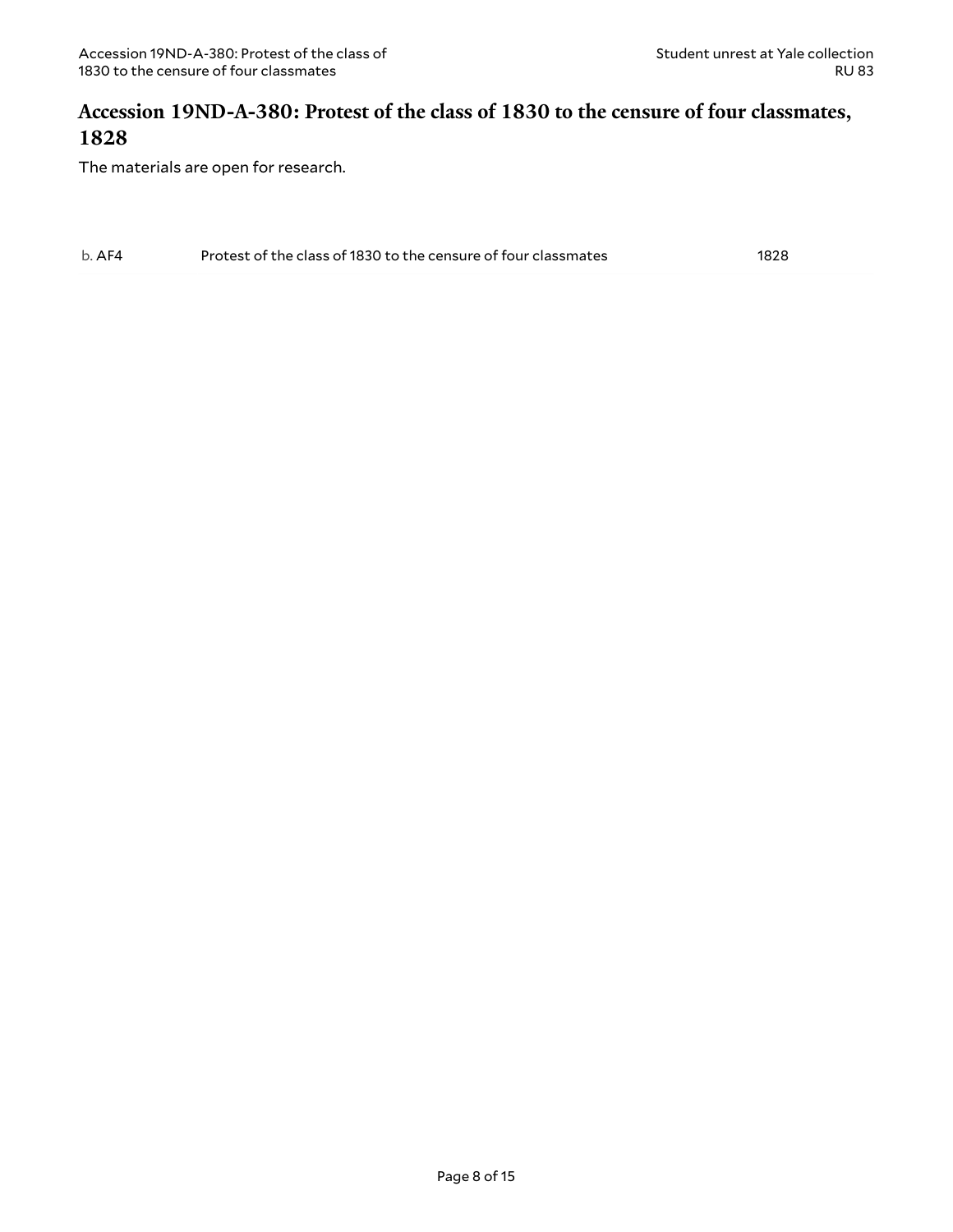## Accession 19ND-A-380: Protest of the class of 1830 to the censure of four classmates, 1828

The materials are open for research.

| | | |
|---|---|---|
| b. AF4 | Protest of the class of 1830 to the censure of four classmates | 1828 |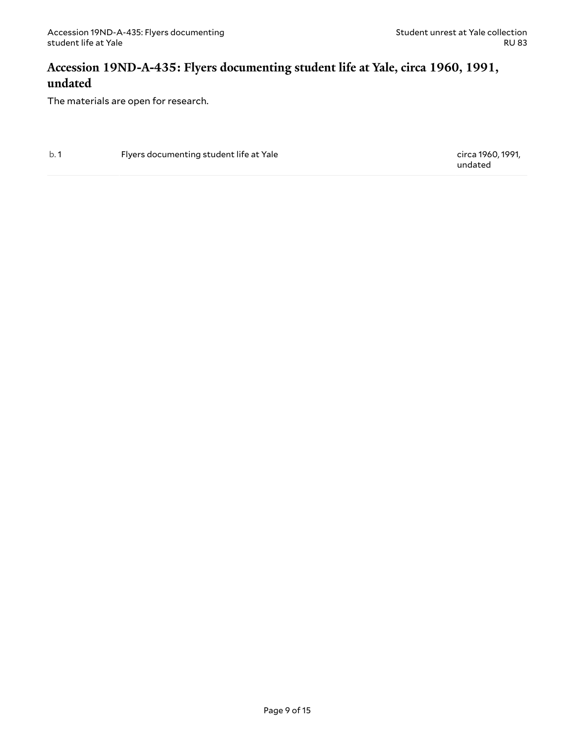## Accession 19ND-A-435: Flyers documenting student life at Yale, circa 1960, 1991, undated

The materials are open for research.

| | | |
|---|---|---|
| b. 1 | Flyers documenting student life at Yale | circa 1960, 1991, undated |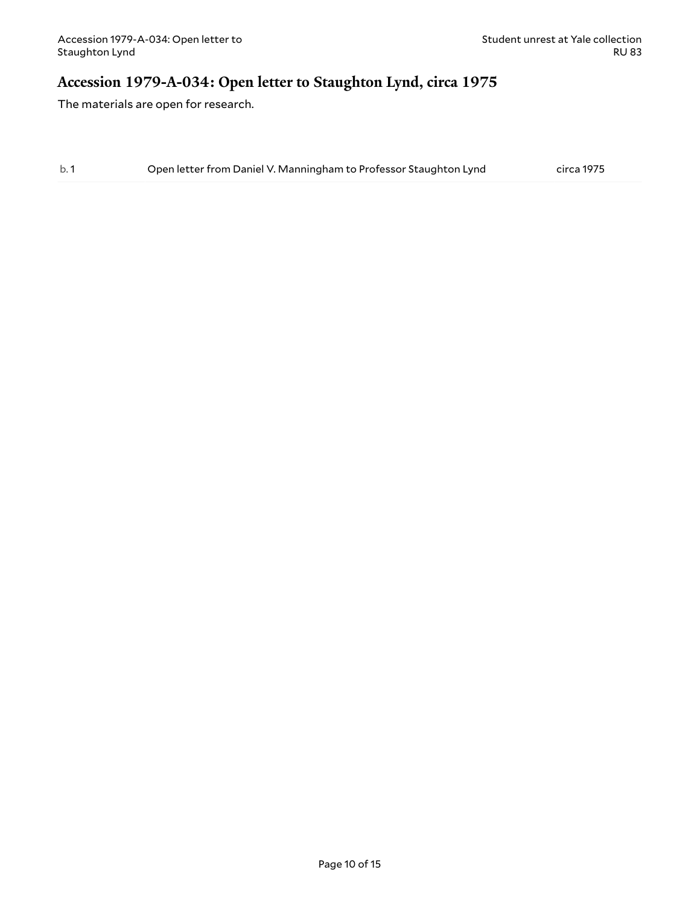## Accession 1979-A-034: Open letter to Staughton Lynd, circa 1975

The materials are open for research.

| b. 1 | Open letter from Daniel V. Manningham to Professor Staughton Lynd | circa 1975 |
|---|---|---|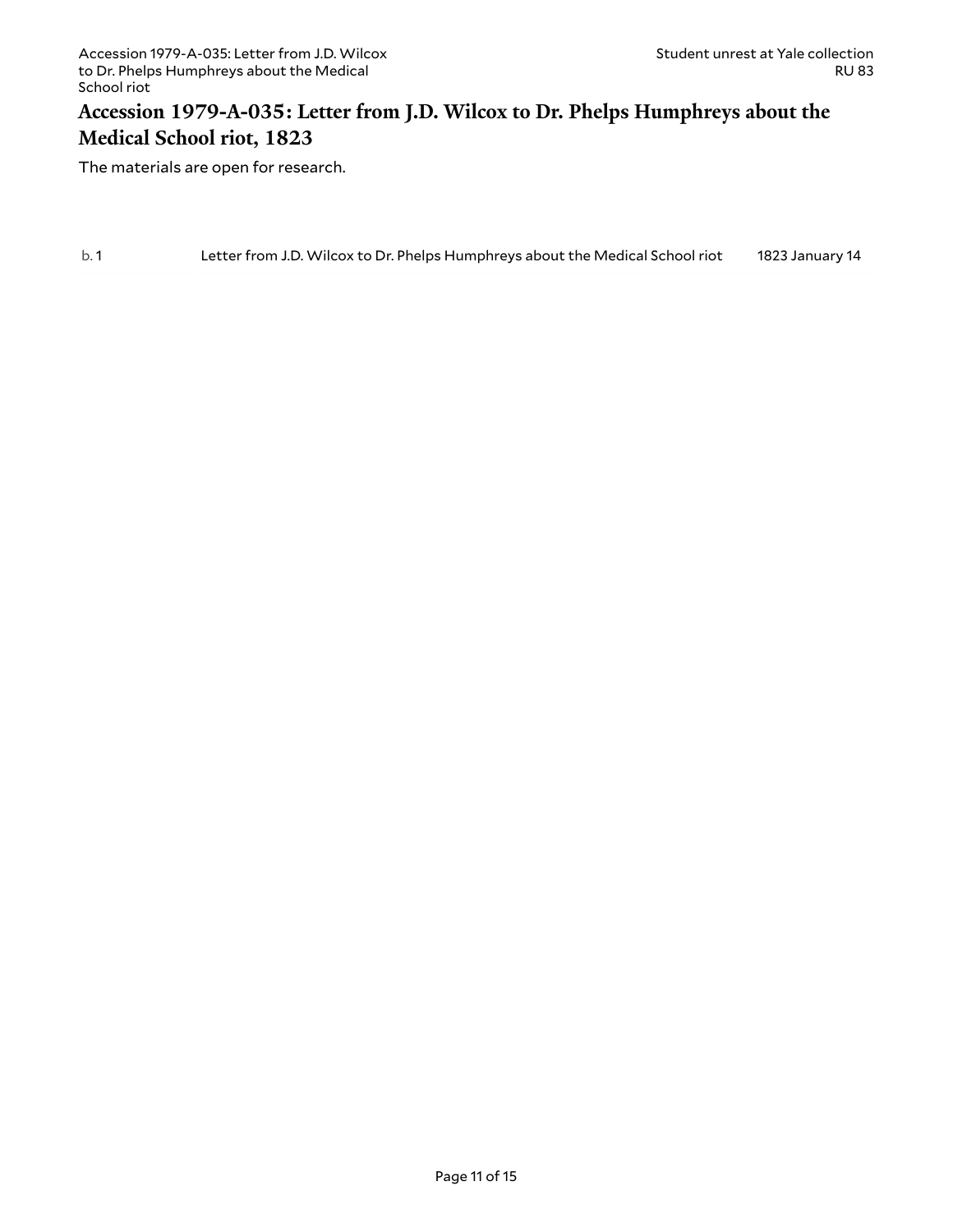## Accession 1979-A-035: Letter from J.D. Wilcox to Dr. Phelps Humphreys about the Medical School riot, 1823

The materials are open for research.

| | | |
|---|---|---|
| b. 1 | Letter from J.D. Wilcox to Dr. Phelps Humphreys about the Medical School riot | 1823 January 14 |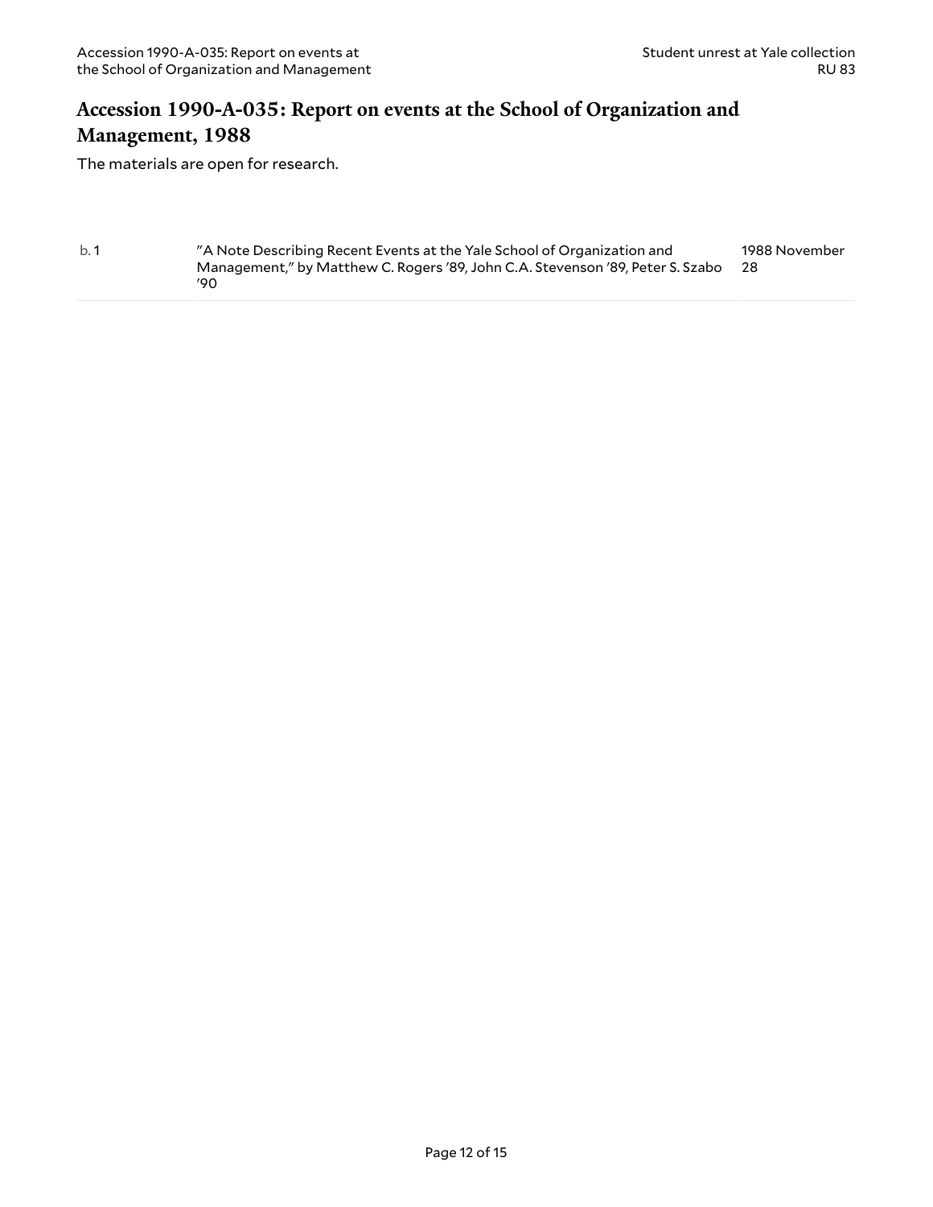## Accession 1990-A-035: Report on events at the School of Organization and Management, 1988

The materials are open for research.

| | | |
|---|---|---|
| b. 1 | "A Note Describing Recent Events at the Yale School of Organization and Management," by Matthew C. Rogers '89, John C.A. Stevenson '89, Peter S. Szabo '90 | 1988 November 28 |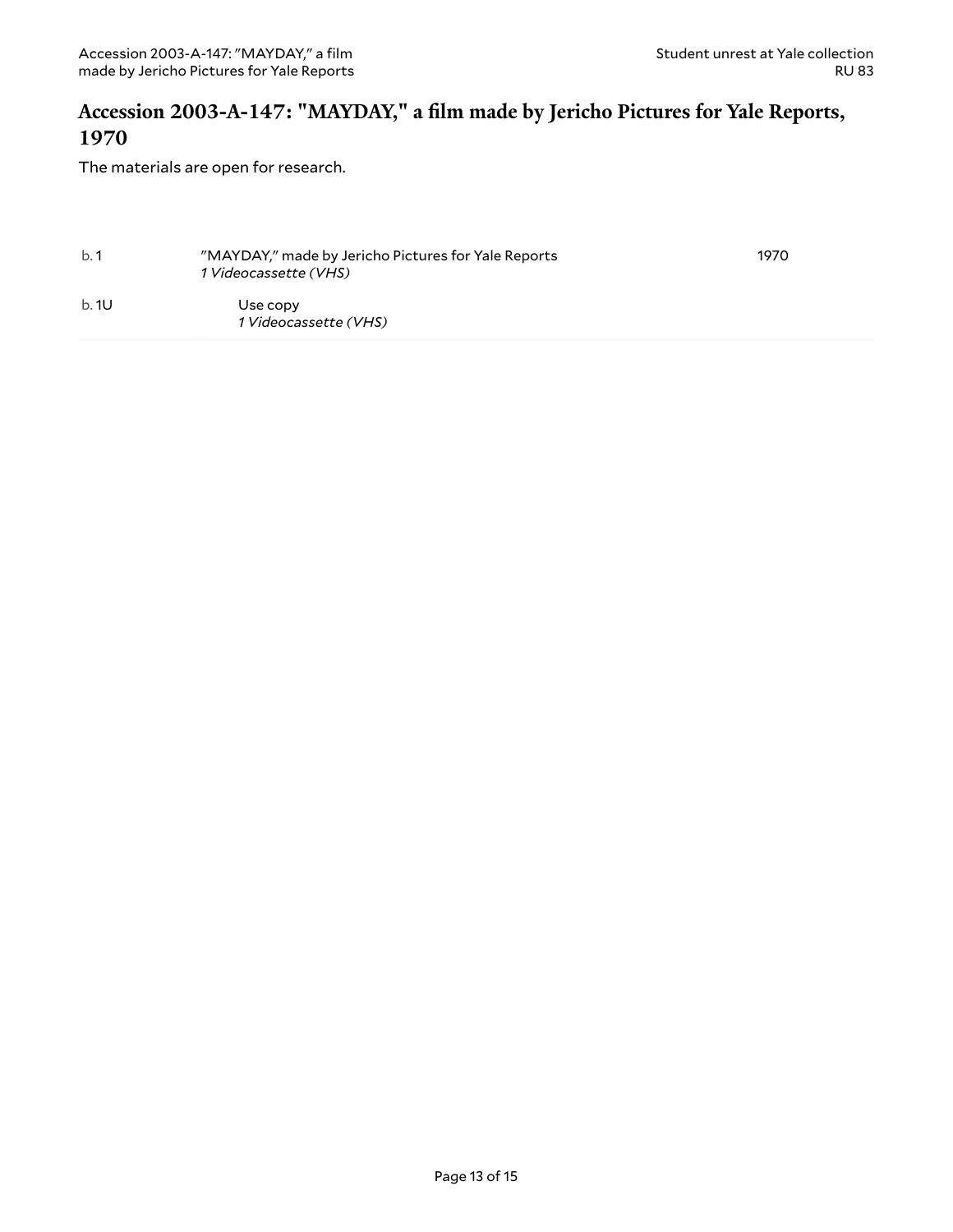## Accession 2003-A-147: "MAYDAY," a film made by Jericho Pictures for Yale Reports, 1970

The materials are open for research.

| | | |
|---|---|---|
| b. 1 | "MAYDAY," made by Jericho Pictures for Yale Reports<br>*1 Videocassette (VHS)* | 1970 |
| b. 1U | Use copy<br>*1 Videocassette (VHS)* | |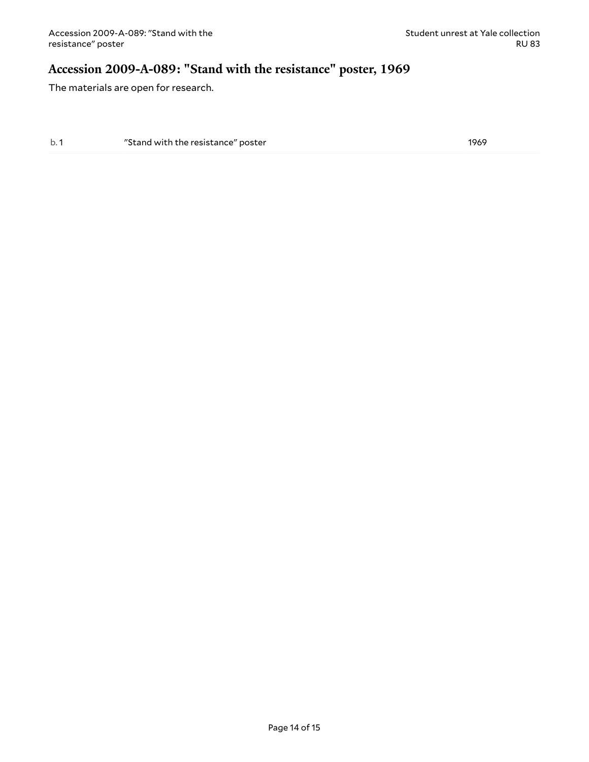## Accession 2009-A-089: "Stand with the resistance" poster, 1969

The materials are open for research.

| | | |
|---|---|---|
| b. 1 | "Stand with the resistance" poster | 1969 |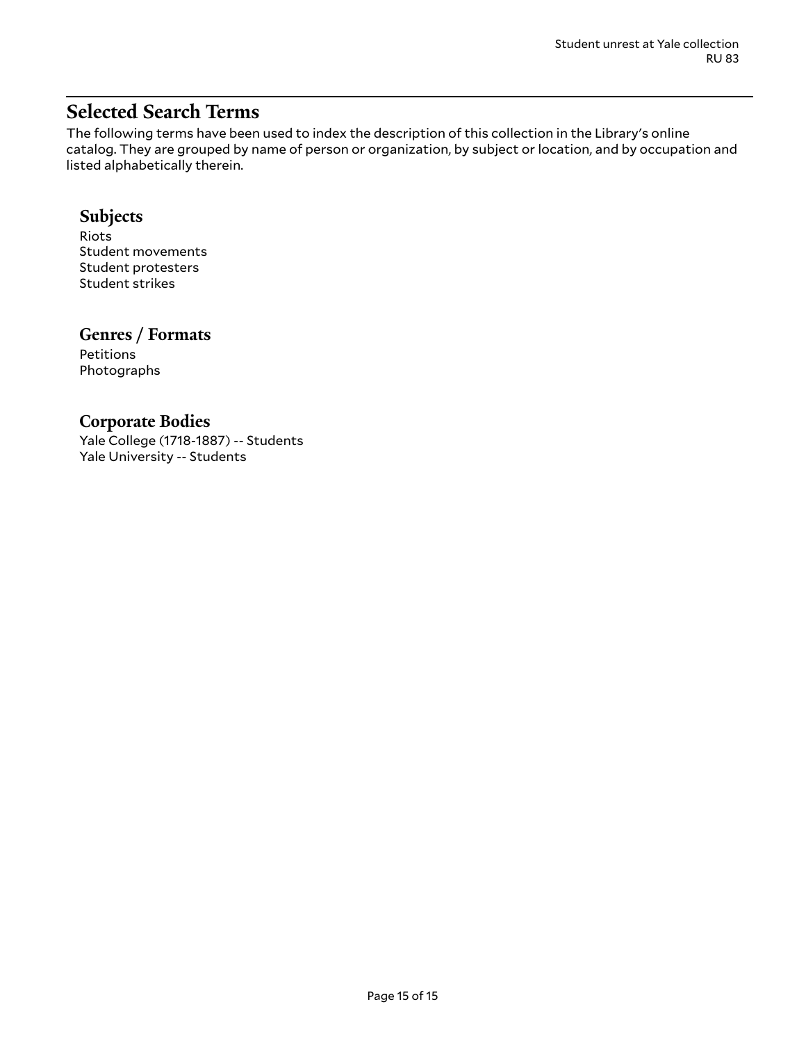## Selected Search Terms

The following terms have been used to index the description of this collection in the Library's online catalog. They are grouped by name of person or organization, by subject or location, and by occupation and listed alphabetically therein.

### Subjects

Riots
Student movements
Student protesters
Student strikes

### Genres / Formats

Petitions
Photographs

### Corporate Bodies

Yale College (1718-1887) -- Students
Yale University -- Students